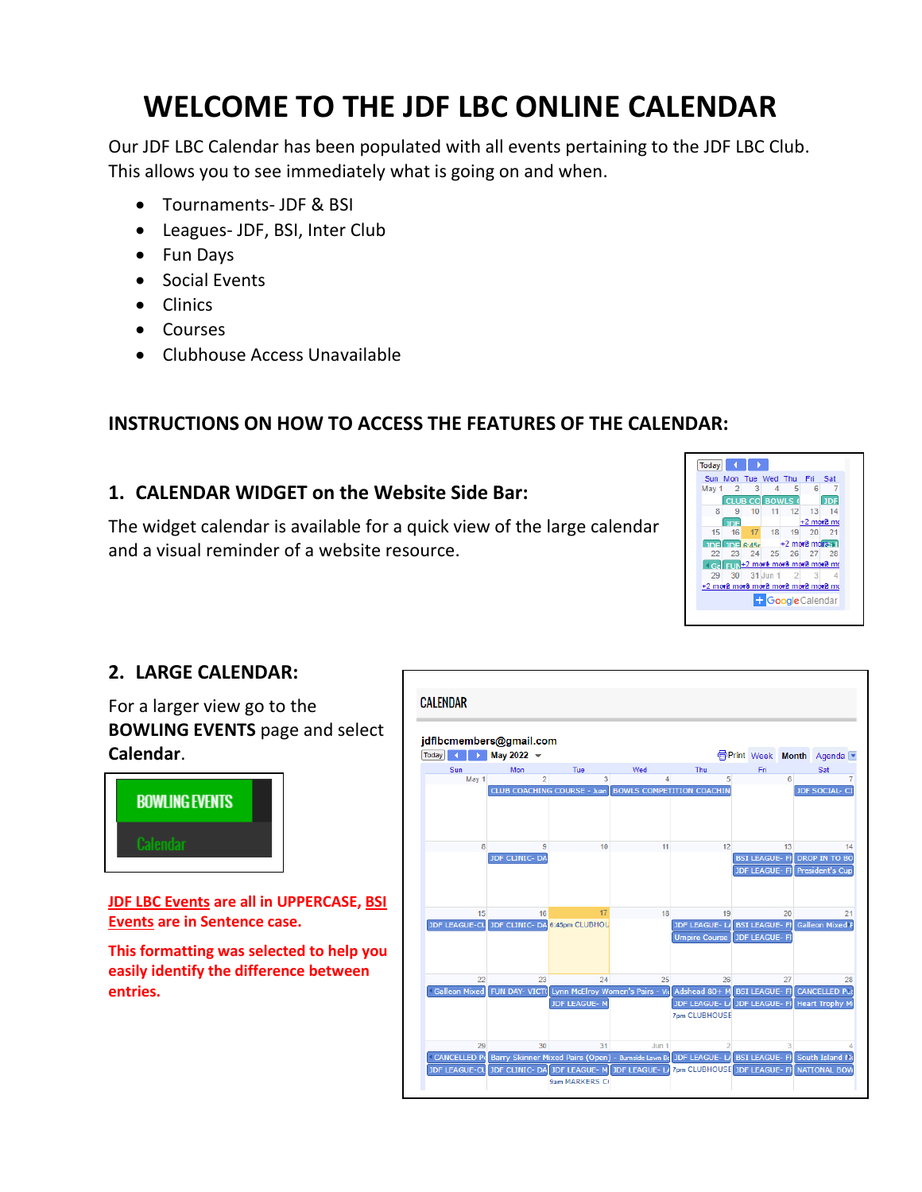# WELCOME TO THE JDF LBC ONLINE CALENDAR

Our JDF LBC Calendar has been populated with all events pertaining to the JDF LBC Club. This allows you to see immediately what is going on and when.

- Tournaments- JDF & BSI
- Leagues- JDF, BSI, Inter Club
- Fun Days
- Social Events
- Clinics
- Courses
- Clubhouse Access Unavailable

## INSTRUCTIONS ON HOW TO ACCESS THE FEATURES OF THE CALENDAR:

### 1. CALENDAR WIDGET on the Website Side Bar:

The widget calendar is available for a quick view of the large calendar and a visual reminder of a website resource.

### 2. LARGE CALENDAR:

For a larger view go to the **BOWLING EVENTS** page and select **Calendar**.

**JDF LBC Events are all in UPPERCASE, BSI Events are in Sentence case.**

**This formatting was selected to help you easily identify the difference between entries.**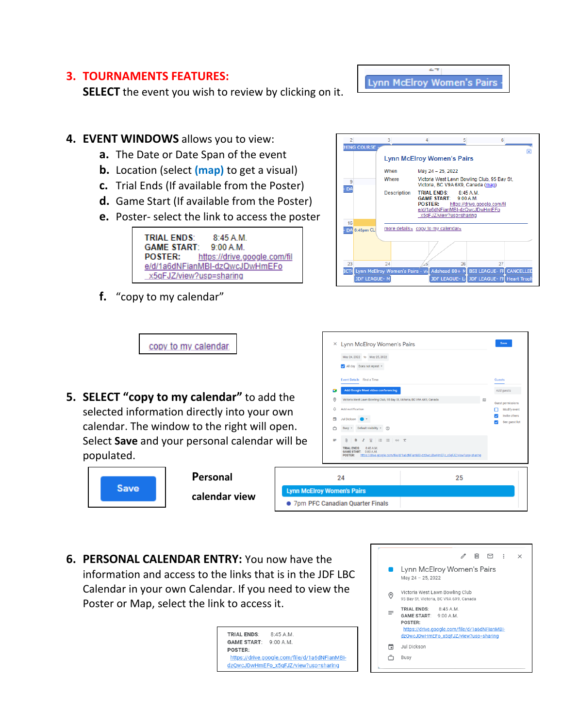3. **TOURNAMENTS FEATURES:**
   **SELECT** the event you wish to review by clicking on it.

Lynn McElroy Women's Pairs

4. **EVENT WINDOWS** allows you to view:
   - **a.** The Date or Date Span of the event
   - **b.** Location (select **(map)** to get a visual)
   - **c.** Trial Ends (If available from the Poster)
   - **d.** Game Start (If available from the Poster)
   - **e.** Poster- select the link to access the poster

   **TRIAL ENDS:** 8:45 A.M.
   **GAME START:** 9:00 A.M.
   **POSTER:** https://drive.google.com/file/d/1a6dNFianMBI-dzQwcJDwHmEFo_x5qFJZ/view?usp=sharing

   - **f.** "copy to my calendar"

Lynn McElroy Women's Pairs
When: May 24 – 25, 2022
Where: Victoria West Lawn Bowling Club, 95 Bay St, Victoria, BC V9A 6X9, Canada (map)
Description: TRIAL ENDS: 8:45 A.M. GAME START: 9:00 A.M. POSTER: https://drive.google.com/file/d/1a6dNFianMBI-dzQwcJDwHmEFo_x5qFJZ/view?usp=sharing
more details» copy to my calendar»

copy to my calendar

5. **SELECT "copy to my calendar"** to add the selected information directly into your own calendar. The window to the right will open. Select **Save** and your personal calendar will be populated.

Save

**Personal calendar view**

| 24 | 25 |
|---|---|
| Lynn McElroy Women's Pairs | |
| 7pm PFC Canadian Quarter Finals | |

6. **PERSONAL CALENDAR ENTRY:** You now have the information and access to the links that is in the JDF LBC Calendar in your own Calendar. If you need to view the Poster or Map, select the link to access it.

   **TRIAL ENDS:** 8:45 A.M.
   **GAME START:** 9:00 A.M.
   **POSTER:**
   https://drive.google.com/file/d/1a6dNFianMBI-dzQwcJDwHmEFo_x5qFJZ/view?usp=sharing

Lynn McElroy Women's Pairs
May 24 – 25, 2022
Victoria West Lawn Bowling Club
95 Bay St, Victoria, BC V9A 6X9, Canada
TRIAL ENDS: 8:45 A.M.
GAME START: 9:00 A.M.
POSTER:
https://drive.google.com/file/d/1a6dNFianMBI-dzQwcJDwHmEFo_x5qFJZ/view?usp=sharing
Jul Dickson
Busy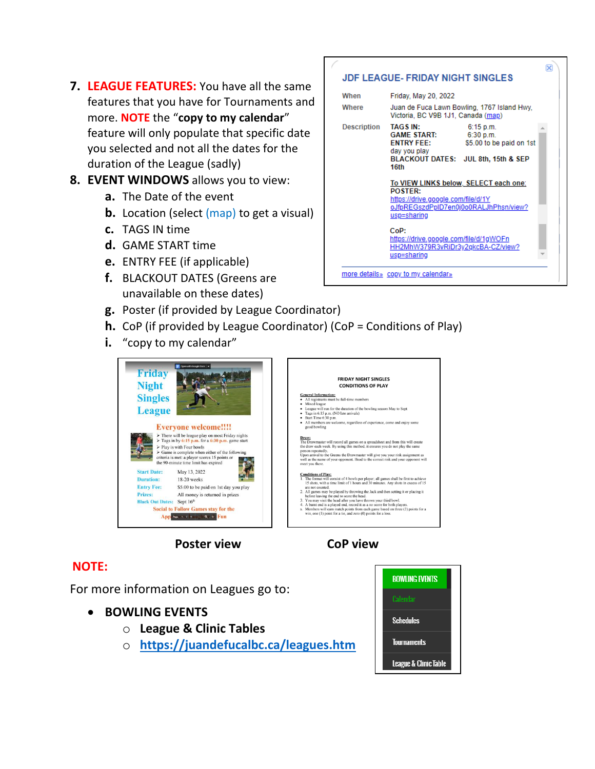7. **LEAGUE FEATURES:** You have all the same features that you have for Tournaments and more. **NOTE** the "**copy to my calendar**" feature will only populate that specific date you selected and not all the dates for the duration of the League (sadly)
8. **EVENT WINDOWS** allows you to view:
   - **a.** The Date of the event
   - **b.** Location (select (map) to get a visual)
   - **c.** TAGS IN time
   - **d.** GAME START time
   - **e.** ENTRY FEE (if applicable)
   - **f.** BLACKOUT DATES (Greens are unavailable on these dates)
   - **g.** Poster (if provided by League Coordinator)
   - **h.** CoP (if provided by League Coordinator) (CoP = Conditions of Play)
   - **i.** "copy to my calendar"

**JDF LEAGUE- FRIDAY NIGHT SINGLES**

When: Friday, May 20, 2022

Where: Juan de Fuca Lawn Bowling, 1767 Island Hwy, Victoria, BC V9B 1J1, Canada (map)

Description:
**TAGS IN:** 6:15 p.m.
**GAME START:** 6:30 p.m.
**ENTRY FEE:** $5.00 to be paid on 1st day you play
**BLACKOUT DATES:** JUL 8th, 15th & SEP 16th

To VIEW LINKS below, SELECT each one:
**POSTER:**
https://drive.google.com/file/d/1YoJfpREGszdPpID7en0j0o0RALJhPhsn/view?usp=sharing

**CoP:**
https://drive.google.com/file/d/1gWOFnHH2MhW379R3vRiDr3y2qkcBA-CZ/view?usp=sharing

more details» copy to my calendar»

**Poster view** **CoP view**

**NOTE:**

For more information on Leagues go to:

- **BOWLING EVENTS**
  - **League & Clinic Tables**
  - **https://juandefucalbc.ca/leagues.htm**

BOWLING EVENTS
Calendar
Schedules
Tournaments
League & Clinic Table